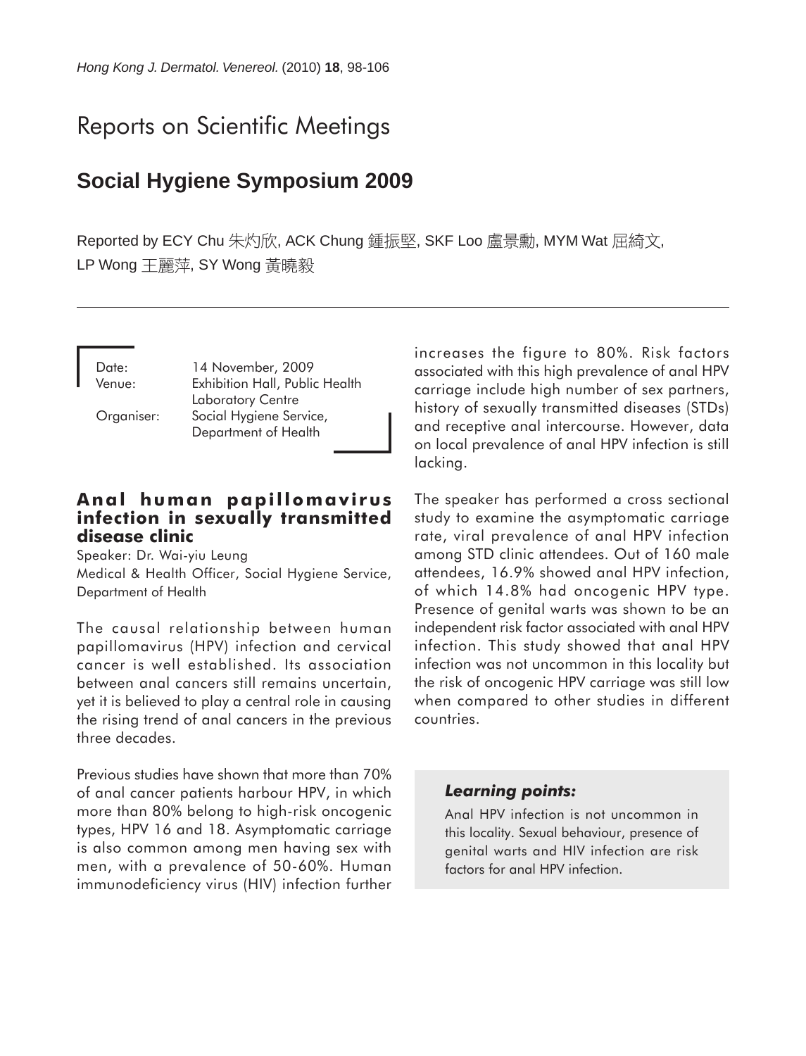# Reports on Scientific Meetings

## Social Hygiene Symposium 2009

Reported by ECY Chu 朱灼欣, ACK Chung 鍾振堅, SKF Loo 盧景勳, MYM Wat 屈綺文, LP Wong 王麗萍, SY Wong 黃曉毅

Date: 14 November, 2009
Venue: Exhibition Hall, Public Health Laboratory Centre
Organiser: Social Hygiene Service, Department of Health

### Anal human papillomavirus infection in sexually transmitted disease clinic

Speaker: Dr. Wai-yiu Leung
Medical & Health Officer, Social Hygiene Service, Department of Health

The causal relationship between human papillomavirus (HPV) infection and cervical cancer is well established. Its association between anal cancers still remains uncertain, yet it is believed to play a central role in causing the rising trend of anal cancers in the previous three decades.

Previous studies have shown that more than 70% of anal cancer patients harbour HPV, in which more than 80% belong to high-risk oncogenic types, HPV 16 and 18. Asymptomatic carriage is also common among men having sex with men, with a prevalence of 50-60%. Human immunodeficiency virus (HIV) infection further increases the figure to 80%. Risk factors associated with this high prevalence of anal HPV carriage include high number of sex partners, history of sexually transmitted diseases (STDs) and receptive anal intercourse. However, data on local prevalence of anal HPV infection is still lacking.

The speaker has performed a cross sectional study to examine the asymptomatic carriage rate, viral prevalence of anal HPV infection among STD clinic attendees. Out of 160 male attendees, 16.9% showed anal HPV infection, of which 14.8% had oncogenic HPV type. Presence of genital warts was shown to be an independent risk factor associated with anal HPV infection. This study showed that anal HPV infection was not uncommon in this locality but the risk of oncogenic HPV carriage was still low when compared to other studies in different countries.

***Learning points:***

Anal HPV infection is not uncommon in this locality. Sexual behaviour, presence of genital warts and HIV infection are risk factors for anal HPV infection.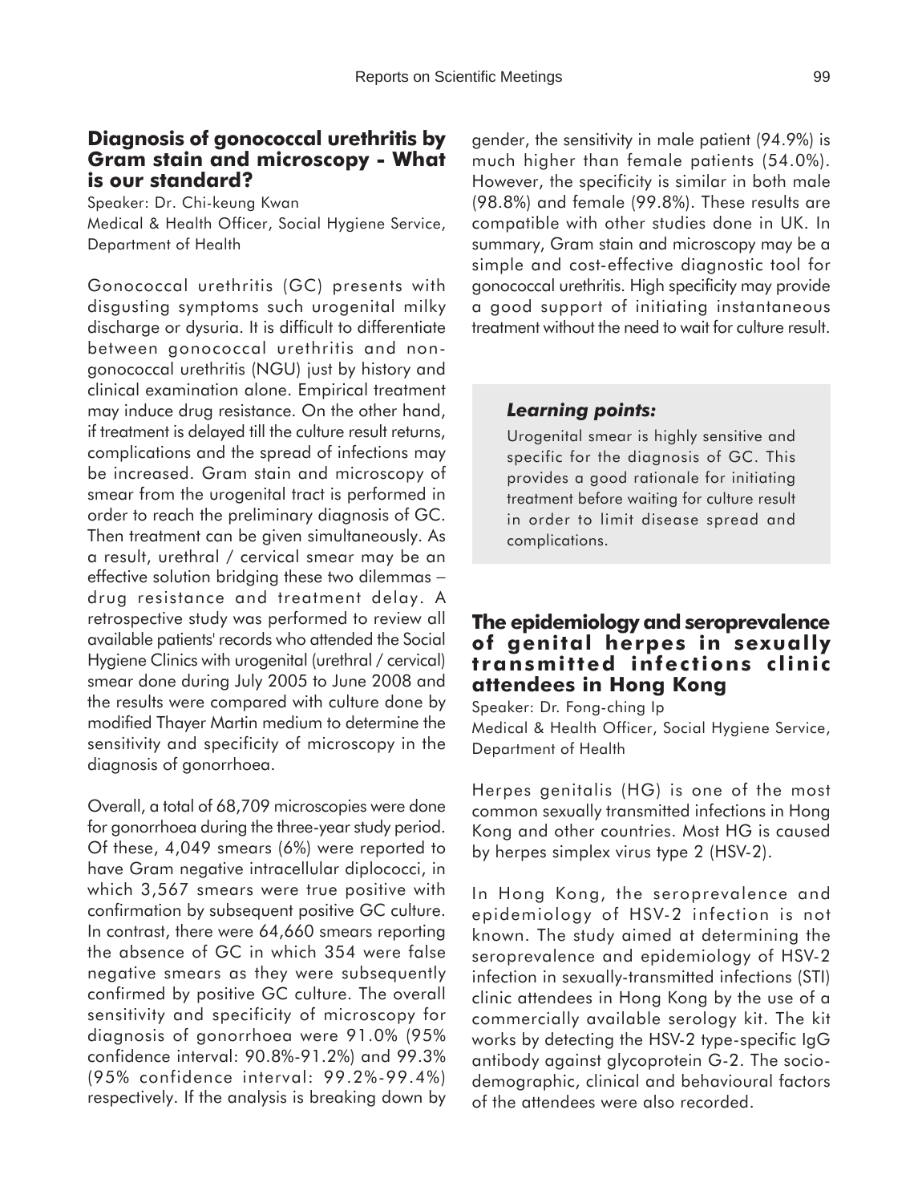## Diagnosis of gonococcal urethritis by Gram stain and microscopy - What is our standard?

Speaker: Dr. Chi-keung Kwan
Medical & Health Officer, Social Hygiene Service, Department of Health

Gonococcal urethritis (GC) presents with disgusting symptoms such urogenital milky discharge or dysuria. It is difficult to differentiate between gonococcal urethritis and non-gonococcal urethritis (NGU) just by history and clinical examination alone. Empirical treatment may induce drug resistance. On the other hand, if treatment is delayed till the culture result returns, complications and the spread of infections may be increased. Gram stain and microscopy of smear from the urogenital tract is performed in order to reach the preliminary diagnosis of GC. Then treatment can be given simultaneously. As a result, urethral / cervical smear may be an effective solution bridging these two dilemmas – drug resistance and treatment delay. A retrospective study was performed to review all available patients' records who attended the Social Hygiene Clinics with urogenital (urethral / cervical) smear done during July 2005 to June 2008 and the results were compared with culture done by modified Thayer Martin medium to determine the sensitivity and specificity of microscopy in the diagnosis of gonorrhoea.

Overall, a total of 68,709 microscopies were done for gonorrhoea during the three-year study period. Of these, 4,049 smears (6%) were reported to have Gram negative intracellular diplococci, in which 3,567 smears were true positive with confirmation by subsequent positive GC culture. In contrast, there were 64,660 smears reporting the absence of GC in which 354 were false negative smears as they were subsequently confirmed by positive GC culture. The overall sensitivity and specificity of microscopy for diagnosis of gonorrhoea were 91.0% (95% confidence interval: 90.8%-91.2%) and 99.3% (95% confidence interval: 99.2%-99.4%) respectively. If the analysis is breaking down by gender, the sensitivity in male patient (94.9%) is much higher than female patients (54.0%). However, the specificity is similar in both male (98.8%) and female (99.8%). These results are compatible with other studies done in UK. In summary, Gram stain and microscopy may be a simple and cost-effective diagnostic tool for gonococcal urethritis. High specificity may provide a good support of initiating instantaneous treatment without the need to wait for culture result.

> ***Learning points:***
>
> Urogenital smear is highly sensitive and specific for the diagnosis of GC. This provides a good rationale for initiating treatment before waiting for culture result in order to limit disease spread and complications.

## The epidemiology and seroprevalence of genital herpes in sexually transmitted infections clinic attendees in Hong Kong

Speaker: Dr. Fong-ching Ip
Medical & Health Officer, Social Hygiene Service, Department of Health

Herpes genitalis (HG) is one of the most common sexually transmitted infections in Hong Kong and other countries. Most HG is caused by herpes simplex virus type 2 (HSV-2).

In Hong Kong, the seroprevalence and epidemiology of HSV-2 infection is not known. The study aimed at determining the seroprevalence and epidemiology of HSV-2 infection in sexually-transmitted infections (STI) clinic attendees in Hong Kong by the use of a commercially available serology kit. The kit works by detecting the HSV-2 type-specific IgG antibody against glycoprotein G-2. The socio-demographic, clinical and behavioural factors of the attendees were also recorded.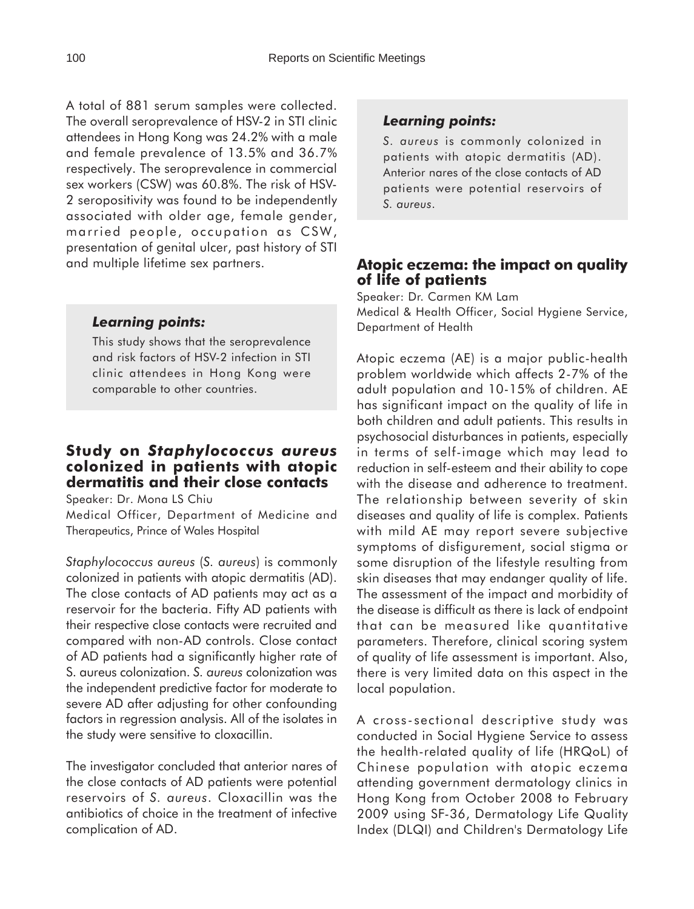A total of 881 serum samples were collected. The overall seroprevalence of HSV-2 in STI clinic attendees in Hong Kong was 24.2% with a male and female prevalence of 13.5% and 36.7% respectively. The seroprevalence in commercial sex workers (CSW) was 60.8%. The risk of HSV-2 seropositivity was found to be independently associated with older age, female gender, married people, occupation as CSW, presentation of genital ulcer, past history of STI and multiple lifetime sex partners.

***Learning points:***

This study shows that the seroprevalence and risk factors of HSV-2 infection in STI clinic attendees in Hong Kong were comparable to other countries.

## Study on *Staphylococcus aureus* colonized in patients with atopic dermatitis and their close contacts

Speaker: Dr. Mona LS Chiu
Medical Officer, Department of Medicine and Therapeutics, Prince of Wales Hospital

*Staphylococcus aureus* (*S. aureus*) is commonly colonized in patients with atopic dermatitis (AD). The close contacts of AD patients may act as a reservoir for the bacteria. Fifty AD patients with their respective close contacts were recruited and compared with non-AD controls. Close contact of AD patients had a significantly higher rate of S. aureus colonization. *S. aureus* colonization was the independent predictive factor for moderate to severe AD after adjusting for other confounding factors in regression analysis. All of the isolates in the study were sensitive to cloxacillin.

The investigator concluded that anterior nares of the close contacts of AD patients were potential reservoirs of *S. aureus*. Cloxacillin was the antibiotics of choice in the treatment of infective complication of AD.

***Learning points:***

*S. aureus* is commonly colonized in patients with atopic dermatitis (AD). Anterior nares of the close contacts of AD patients were potential reservoirs of *S. aureus*.

## Atopic eczema: the impact on quality of life of patients

Speaker: Dr. Carmen KM Lam
Medical & Health Officer, Social Hygiene Service, Department of Health

Atopic eczema (AE) is a major public-health problem worldwide which affects 2-7% of the adult population and 10-15% of children. AE has significant impact on the quality of life in both children and adult patients. This results in psychosocial disturbances in patients, especially in terms of self-image which may lead to reduction in self-esteem and their ability to cope with the disease and adherence to treatment. The relationship between severity of skin diseases and quality of life is complex. Patients with mild AE may report severe subjective symptoms of disfigurement, social stigma or some disruption of the lifestyle resulting from skin diseases that may endanger quality of life. The assessment of the impact and morbidity of the disease is difficult as there is lack of endpoint that can be measured like quantitative parameters. Therefore, clinical scoring system of quality of life assessment is important. Also, there is very limited data on this aspect in the local population.

A cross-sectional descriptive study was conducted in Social Hygiene Service to assess the health-related quality of life (HRQoL) of Chinese population with atopic eczema attending government dermatology clinics in Hong Kong from October 2008 to February 2009 using SF-36, Dermatology Life Quality Index (DLQI) and Children's Dermatology Life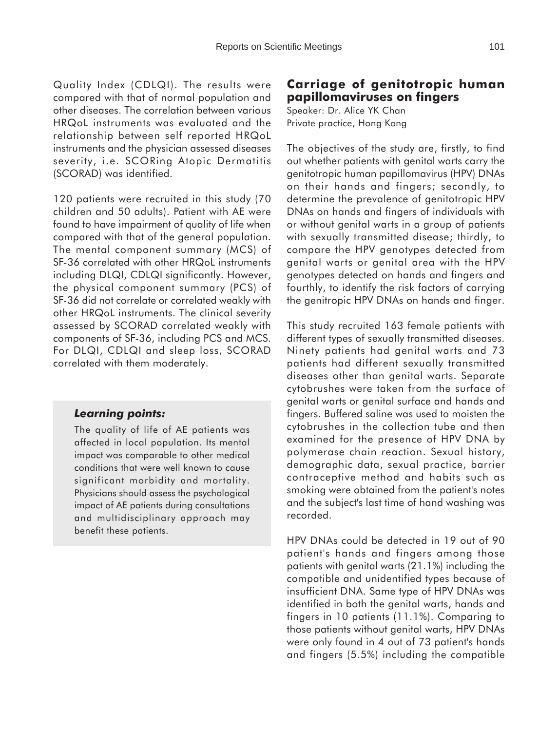Quality Index (CDLQI). The results were compared with that of normal population and other diseases. The correlation between various HRQoL instruments was evaluated and the relationship between self reported HRQoL instruments and the physician assessed diseases severity, i.e. SCORing Atopic Dermatitis (SCORAD) was identified.

120 patients were recruited in this study (70 children and 50 adults). Patient with AE were found to have impairment of quality of life when compared with that of the general population. The mental component summary (MCS) of SF-36 correlated with other HRQoL instruments including DLQI, CDLQI significantly. However, the physical component summary (PCS) of SF-36 did not correlate or correlated weakly with other HRQoL instruments. The clinical severity assessed by SCORAD correlated weakly with components of SF-36, including PCS and MCS. For DLQI, CDLQI and sleep loss, SCORAD correlated with them moderately.

> ***Learning points:***
>
> The quality of life of AE patients was affected in local population. Its mental impact was comparable to other medical conditions that were well known to cause significant morbidity and mortality. Physicians should assess the psychological impact of AE patients during consultations and multidisciplinary approach may benefit these patients.

## Carriage of genitotropic human papillomaviruses on fingers

Speaker: Dr. Alice YK Chan
Private practice, Hong Kong

The objectives of the study are, firstly, to find out whether patients with genital warts carry the genitotropic human papillomavirus (HPV) DNAs on their hands and fingers; secondly, to determine the prevalence of genitotropic HPV DNAs on hands and fingers of individuals with or without genital warts in a group of patients with sexually transmitted disease; thirdly, to compare the HPV genotypes detected from genital warts or genital area with the HPV genotypes detected on hands and fingers and fourthly, to identify the risk factors of carrying the genitropic HPV DNAs on hands and finger.

This study recruited 163 female patients with different types of sexually transmitted diseases. Ninety patients had genital warts and 73 patients had different sexually transmitted diseases other than genital warts. Separate cytobrushes were taken from the surface of genital warts or genital surface and hands and fingers. Buffered saline was used to moisten the cytobrushes in the collection tube and then examined for the presence of HPV DNA by polymerase chain reaction. Sexual history, demographic data, sexual practice, barrier contraceptive method and habits such as smoking were obtained from the patient's notes and the subject's last time of hand washing was recorded.

HPV DNAs could be detected in 19 out of 90 patient's hands and fingers among those patients with genital warts (21.1%) including the compatible and unidentified types because of insufficient DNA. Same type of HPV DNAs was identified in both the genital warts, hands and fingers in 10 patients (11.1%). Comparing to those patients without genital warts, HPV DNAs were only found in 4 out of 73 patient's hands and fingers (5.5%) including the compatible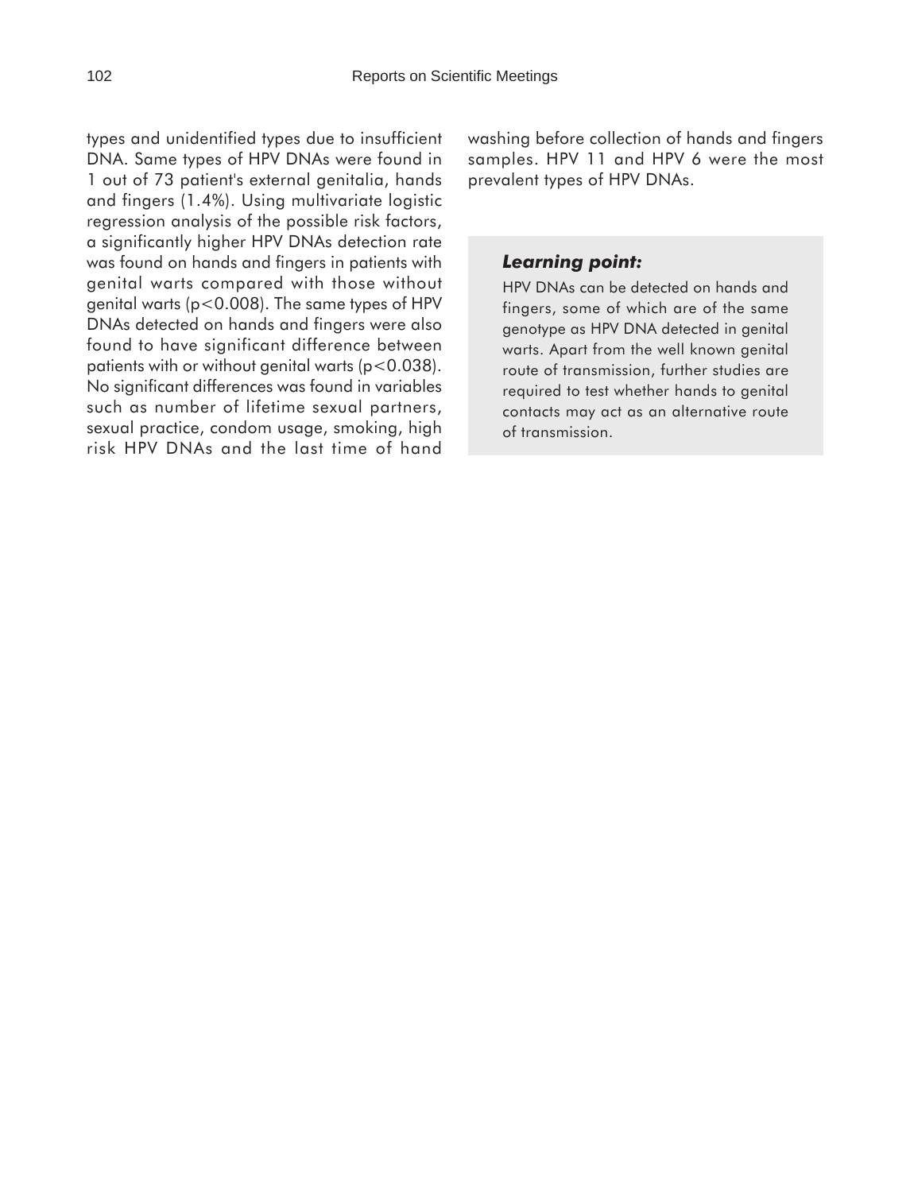types and unidentified types due to insufficient DNA. Same types of HPV DNAs were found in 1 out of 73 patient's external genitalia, hands and fingers (1.4%). Using multivariate logistic regression analysis of the possible risk factors, a significantly higher HPV DNAs detection rate was found on hands and fingers in patients with genital warts compared with those without genital warts ($p<0.008$). The same types of HPV DNAs detected on hands and fingers were also found to have significant difference between patients with or without genital warts ($p<0.038$). No significant differences was found in variables such as number of lifetime sexual partners, sexual practice, condom usage, smoking, high risk HPV DNAs and the last time of hand washing before collection of hands and fingers samples. HPV 11 and HPV 6 were the most prevalent types of HPV DNAs.

***Learning point:***

HPV DNAs can be detected on hands and fingers, some of which are of the same genotype as HPV DNA detected in genital warts. Apart from the well known genital route of transmission, further studies are required to test whether hands to genital contacts may act as an alternative route of transmission.